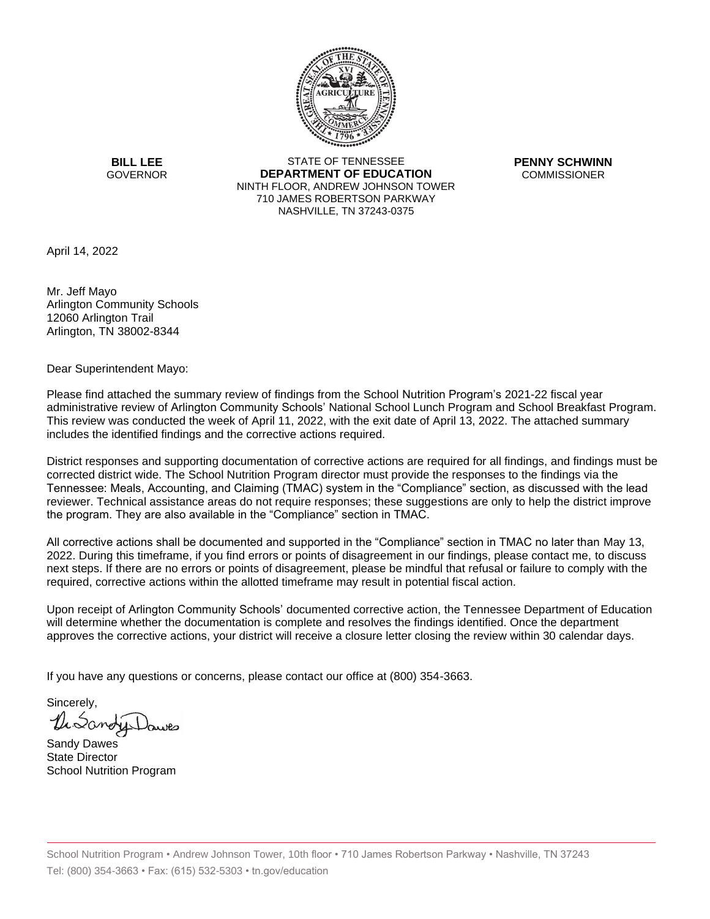**BILL LEE**
GOVERNOR

STATE OF TENNESSEE
**DEPARTMENT OF EDUCATION**
NINTH FLOOR, ANDREW JOHNSON TOWER
710 JAMES ROBERTSON PARKWAY
NASHVILLE, TN 37243-0375

**PENNY SCHWINN**
COMMISSIONER

April 14, 2022

Mr. Jeff Mayo
Arlington Community Schools
12060 Arlington Trail
Arlington, TN 38002-8344

Dear Superintendent Mayo:

Please find attached the summary review of findings from the School Nutrition Program's 2021-22 fiscal year administrative review of Arlington Community Schools' National School Lunch Program and School Breakfast Program. This review was conducted the week of April 11, 2022, with the exit date of April 13, 2022. The attached summary includes the identified findings and the corrective actions required.

District responses and supporting documentation of corrective actions are required for all findings, and findings must be corrected district wide. The School Nutrition Program director must provide the responses to the findings via the Tennessee: Meals, Accounting, and Claiming (TMAC) system in the "Compliance" section, as discussed with the lead reviewer. Technical assistance areas do not require responses; these suggestions are only to help the district improve the program. They are also available in the "Compliance" section in TMAC.

All corrective actions shall be documented and supported in the "Compliance" section in TMAC no later than May 13, 2022. During this timeframe, if you find errors or points of disagreement in our findings, please contact me, to discuss next steps. If there are no errors or points of disagreement, please be mindful that refusal or failure to comply with the required, corrective actions within the allotted timeframe may result in potential fiscal action.

Upon receipt of Arlington Community Schools' documented corrective action, the Tennessee Department of Education will determine whether the documentation is complete and resolves the findings identified. Once the department approves the corrective actions, your district will receive a closure letter closing the review within 30 calendar days.

If you have any questions or concerns, please contact our office at (800) 354-3663.

Sincerely,

Sandy Dawes
State Director
School Nutrition Program

School Nutrition Program • Andrew Johnson Tower, 10th floor • 710 James Robertson Parkway • Nashville, TN 37243
Tel: (800) 354-3663 • Fax: (615) 532-5303 • tn.gov/education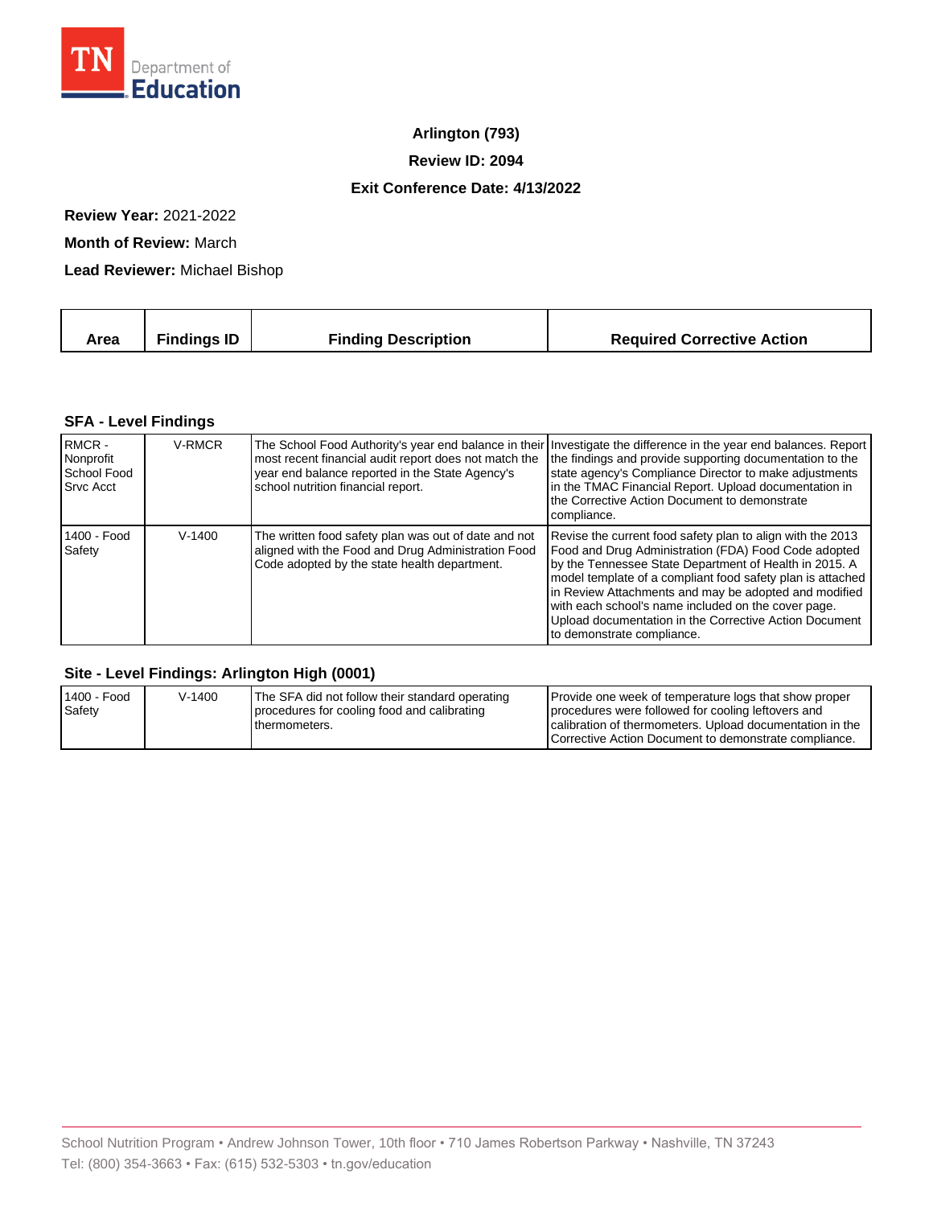**Arlington (793)**

**Review ID: 2094**

**Exit Conference Date: 4/13/2022**

**Review Year:** 2021-2022

**Month of Review:** March

**Lead Reviewer:** Michael Bishop

### SFA - Level Findings

| Area | Findings ID | Finding Description | Required Corrective Action |
|---|---|---|---|
| RMCR - Nonprofit School Food Srvc Acct | V-RMCR | The School Food Authority's year end balance in their most recent financial audit report does not match the year end balance reported in the State Agency's school nutrition financial report. | Investigate the difference in the year end balances. Report the findings and provide supporting documentation to the state agency's Compliance Director to make adjustments in the TMAC Financial Report. Upload documentation in the Corrective Action Document to demonstrate compliance. |
| 1400 - Food Safety | V-1400 | The written food safety plan was out of date and not aligned with the Food and Drug Administration Food Code adopted by the state health department. | Revise the current food safety plan to align with the 2013 Food and Drug Administration (FDA) Food Code adopted by the Tennessee State Department of Health in 2015. A model template of a compliant food safety plan is attached in Review Attachments and may be adopted and modified with each school's name included on the cover page. Upload documentation in the Corrective Action Document to demonstrate compliance. |

### Site - Level Findings: Arlington High (0001)

| Area | Findings ID | Finding Description | Required Corrective Action |
|---|---|---|---|
| 1400 - Food Safety | V-1400 | The SFA did not follow their standard operating procedures for cooling food and calibrating thermometers. | Provide one week of temperature logs that show proper procedures were followed for cooling leftovers and calibration of thermometers. Upload documentation in the Corrective Action Document to demonstrate compliance. |